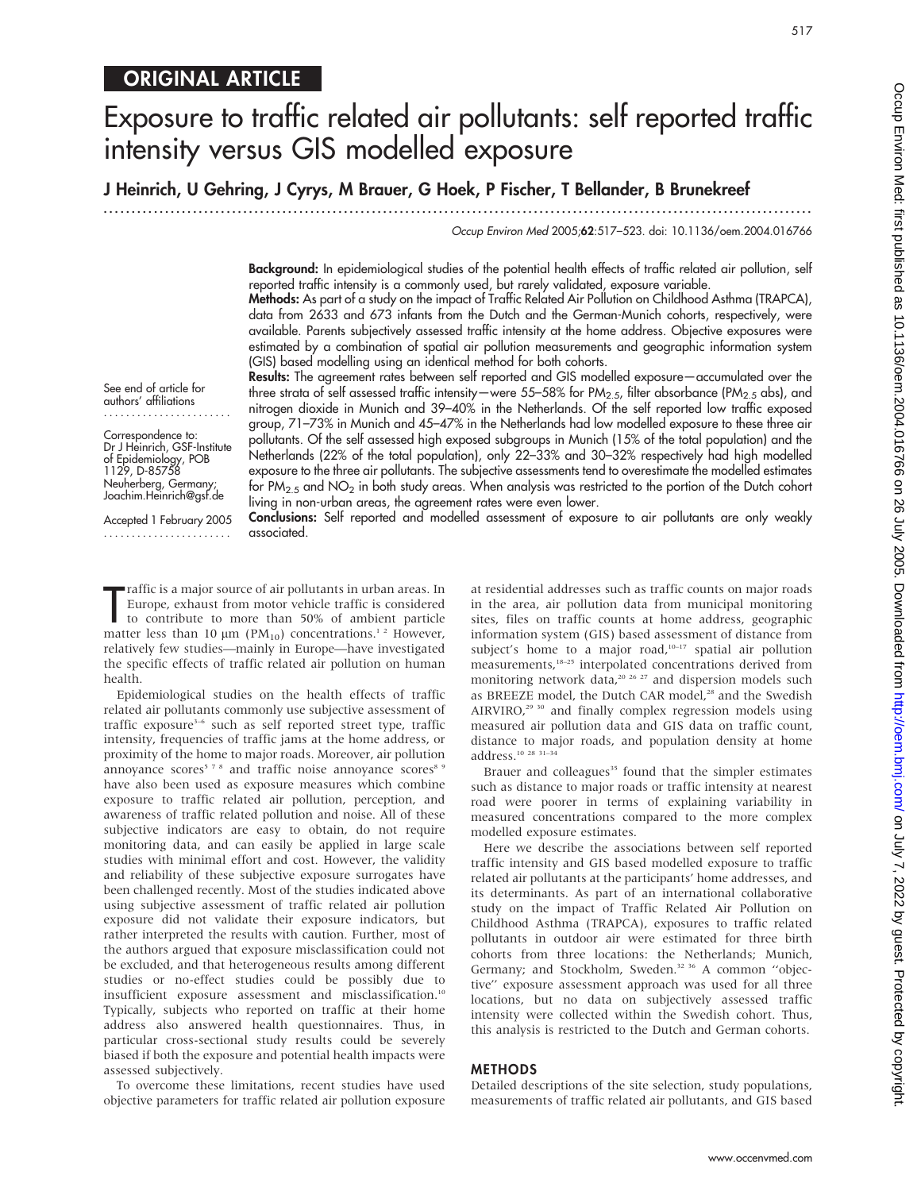ORIGINAL ARTICLE

# Exposure to traffic related air pollutants: self reported traffic intensity versus GIS modelled exposure

**J Heinrich, U Gehring, J Cyrys, M Brauer, G Hoek, P Fischer, T Bellander, B Brunekreef**

*Occup Environ Med* 2005;**62**:517–523. doi: 10.1136/oem.2004.016766

See end of article for authors' affiliations

Correspondence to: Dr J Heinrich, GSF-Institute of Epidemiology, POB 1129, D-85758 Neuherberg, Germany; Joachim.Heinrich@gsf.de

Accepted 1 February 2005

**Background:** In epidemiological studies of the potential health effects of traffic related air pollution, self reported traffic intensity is a commonly used, but rarely validated, exposure variable.

**Methods:** As part of a study on the impact of Traffic Related Air Pollution on Childhood Asthma (TRAPCA), data from 2633 and 673 infants from the Dutch and the German-Munich cohorts, respectively, were available. Parents subjectively assessed traffic intensity at the home address. Objective exposures were estimated by a combination of spatial air pollution measurements and geographic information system (GIS) based modelling using an identical method for both cohorts.

**Results:** The agreement rates between self reported and GIS modelled exposure—accumulated over the three strata of self assessed traffic intensity—were 55–58% for $PM_{2.5}$, filter absorbance ($PM_{2.5}$ abs), and nitrogen dioxide in Munich and 39–40% in the Netherlands. Of the self reported low traffic exposed group, 71–73% in Munich and 45–47% in the Netherlands had low modelled exposure to these three air pollutants. Of the self assessed high exposed subgroups in Munich (15% of the total population) and the Netherlands (22% of the total population), only 22–33% and 30–32% respectively had high modelled exposure to the three air pollutants. The subjective assessments tend to overestimate the modelled estimates for $PM_{2.5}$ and $NO_2$ in both study areas. When analysis was restricted to the portion of the Dutch cohort living in non-urban areas, the agreement rates were even lower.

**Conclusions:** Self reported and modelled assessment of exposure to air pollutants are only weakly associated.

Traffic is a major source of air pollutants in urban areas. In Europe, exhaust from motor vehicle traffic is considered to contribute to more than 50% of ambient particle matter less than 10 μm ($PM_{10}$) concentrations.[1 2] However, relatively few studies—mainly in Europe—have investigated the specific effects of traffic related air pollution on human health.

Epidemiological studies on the health effects of traffic related air pollutants commonly use subjective assessment of traffic exposure[3–6] such as self reported street type, traffic intensity, frequencies of traffic jams at the home address, or proximity of the home to major roads. Moreover, air pollution annoyance scores[5 7 8] and traffic noise annoyance scores[8 9] have also been used as exposure measures which combine exposure to traffic related air pollution, perception, and awareness of traffic related pollution and noise. All of these subjective indicators are easy to obtain, do not require monitoring data, and can easily be applied in large scale studies with minimal effort and cost. However, the validity and reliability of these subjective exposure surrogates have been challenged recently. Most of the studies indicated above using subjective assessment of traffic related air pollution exposure did not validate their exposure indicators, but rather interpreted the results with caution. Further, most of the authors argued that exposure misclassification could not be excluded, and that heterogeneous results among different studies or no-effect studies could be possibly due to insufficient exposure assessment and misclassification.[10] Typically, subjects who reported on traffic at their home address also answered health questionnaires. Thus, in particular cross-sectional study results could be severely biased if both the exposure and potential health impacts were assessed subjectively.

To overcome these limitations, recent studies have used objective parameters for traffic related air pollution exposure at residential addresses such as traffic counts on major roads in the area, air pollution data from municipal monitoring sites, files on traffic counts at home address, geographic information system (GIS) based assessment of distance from subject's home to a major road,[10–17] spatial air pollution measurements,[18–25] interpolated concentrations derived from monitoring network data,[20 26 27] and dispersion models such as BREEZE model, the Dutch CAR model,[28] and the Swedish AIRVIRO,[29 30] and finally complex regression models using measured air pollution data and GIS data on traffic count, distance to major roads, and population density at home address.[10 28 31–34]

Brauer and colleagues[35] found that the simpler estimates such as distance to major roads or traffic intensity at nearest road were poorer in terms of explaining variability in measured concentrations compared to the more complex modelled exposure estimates.

Here we describe the associations between self reported traffic intensity and GIS based modelled exposure to traffic related air pollutants at the participants' home addresses, and its determinants. As part of an international collaborative study on the impact of Traffic Related Air Pollution on Childhood Asthma (TRAPCA), exposures to traffic related pollutants in outdoor air were estimated for three birth cohorts from three locations: the Netherlands; Munich, Germany; and Stockholm, Sweden.[32 36] A common "objective" exposure assessment approach was used for all three locations, but no data on subjectively assessed traffic intensity were collected within the Swedish cohort. Thus, this analysis is restricted to the Dutch and German cohorts.

## METHODS

Detailed descriptions of the site selection, study populations, measurements of traffic related air pollutants, and GIS based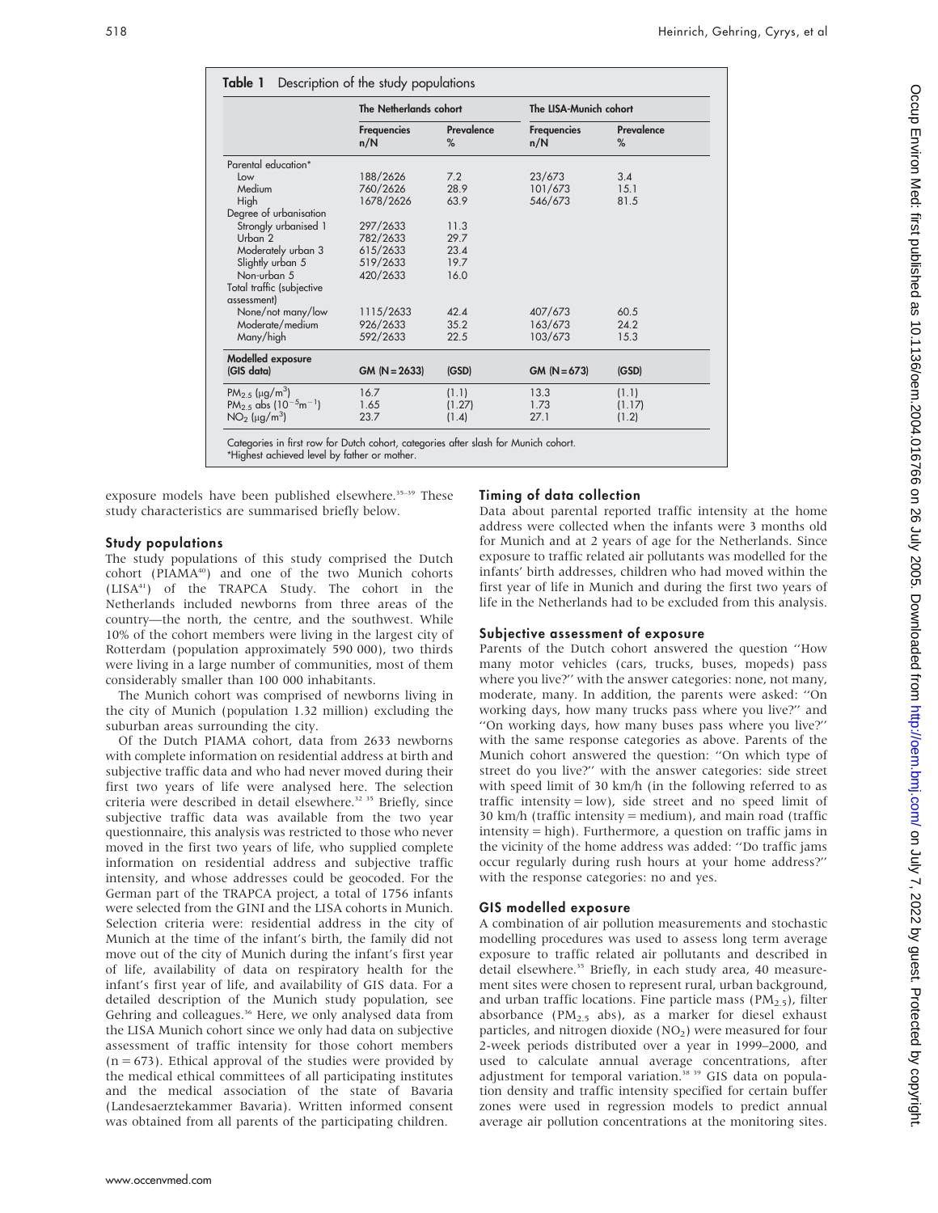**Table 1** Description of the study populations

| | The Netherlands cohort | | The LISA-Munich cohort | |
|---|---|---|---|---|
| | Frequencies n/N | Prevalence % | Frequencies n/N | Prevalence % |
| Parental education* | | | | |
| Low | 188/2626 | 7.2 | 23/673 | 3.4 |
| Medium | 760/2626 | 28.9 | 101/673 | 15.1 |
| High | 1678/2626 | 63.9 | 546/673 | 81.5 |
| Degree of urbanisation | | | | |
| Strongly urbanised 1 | 297/2633 | 11.3 | | |
| Urban 2 | 782/2633 | 29.7 | | |
| Moderately urban 3 | 615/2633 | 23.4 | | |
| Slightly urban 5 | 519/2633 | 19.7 | | |
| Non-urban 5 | 420/2633 | 16.0 | | |
| Total traffic (subjective assessment) | | | | |
| None/not many/low | 1115/2633 | 42.4 | 407/673 | 60.5 |
| Moderate/medium | 926/2633 | 35.2 | 163/673 | 24.2 |
| Many/high | 592/2633 | 22.5 | 103/673 | 15.3 |
| **Modelled exposure (GIS data)** | GM (N = 2633) | (GSD) | GM (N = 673) | (GSD) |
| $PM_{2.5}$ ($\mu g/m^3$) | 16.7 | (1.1) | 13.3 | (1.1) |
| $PM_{2.5}$ abs ($10^{-5}m^{-1}$) | 1.65 | (1.27) | 1.73 | (1.17) |
| $NO_2$ ($\mu g/m^3$) | 23.7 | (1.4) | 27.1 | (1.2) |

Categories in first row for Dutch cohort, categories after slash for Munich cohort.
*Highest achieved level by father or mother.

exposure models have been published elsewhere.[35–39] These study characteristics are summarised briefly below.

### Study populations

The study populations of this study comprised the Dutch cohort (PIAMA[40]) and one of the two Munich cohorts (LISA[41]) of the TRAPCA Study. The cohort in the Netherlands included newborns from three areas of the country—the north, the centre, and the southwest. While 10% of the cohort members were living in the largest city of Rotterdam (population approximately 590 000), two thirds were living in a large number of communities, most of them considerably smaller than 100 000 inhabitants.

The Munich cohort was comprised of newborns living in the city of Munich (population 1.32 million) excluding the suburban areas surrounding the city.

Of the Dutch PIAMA cohort, data from 2633 newborns with complete information on residential address at birth and subjective traffic data and who had never moved during their first two years of life were analysed here. The selection criteria were described in detail elsewhere.[32 35] Briefly, since subjective traffic data was available from the two year questionnaire, this analysis was restricted to those who never moved in the first two years of life, who supplied complete information on residential address and subjective traffic intensity, and whose addresses could be geocoded. For the German part of the TRAPCA project, a total of 1756 infants were selected from the GINI and the LISA cohorts in Munich. Selection criteria were: residential address in the city of Munich at the time of the infant's birth, the family did not move out of the city of Munich during the infant's first year of life, availability of data on respiratory health for the infant's first year of life, and availability of GIS data. For a detailed description of the Munich study population, see Gehring and colleagues.[36] Here, we only analysed data from the LISA Munich cohort since we only had data on subjective assessment of traffic intensity for those cohort members (n = 673). Ethical approval of the studies were provided by the medical ethical committees of all participating institutes and the medical association of the state of Bavaria (Landesaerztekammer Bavaria). Written informed consent was obtained from all parents of the participating children.

### Timing of data collection

Data about parental reported traffic intensity at the home address were collected when the infants were 3 months old for Munich and at 2 years of age for the Netherlands. Since exposure to traffic related air pollutants was modelled for the infants' birth addresses, children who had moved within the first year of life in Munich and during the first two years of life in the Netherlands had to be excluded from this analysis.

### Subjective assessment of exposure

Parents of the Dutch cohort answered the question ''How many motor vehicles (cars, trucks, buses, mopeds) pass where you live?'' with the answer categories: none, not many, moderate, many. In addition, the parents were asked: ''On working days, how many trucks pass where you live?'' and ''On working days, how many buses pass where you live?'' with the same response categories as above. Parents of the Munich cohort answered the question: ''On which type of street do you live?'' with the answer categories: side street with speed limit of 30 km/h (in the following referred to as traffic intensity = low), side street and no speed limit of 30 km/h (traffic intensity = medium), and main road (traffic intensity = high). Furthermore, a question on traffic jams in the vicinity of the home address was added: ''Do traffic jams occur regularly during rush hours at your home address?'' with the response categories: no and yes.

### GIS modelled exposure

A combination of air pollution measurements and stochastic modelling procedures was used to assess long term average exposure to traffic related air pollutants and described in detail elsewhere.[35] Briefly, in each study area, 40 measurement sites were chosen to represent rural, urban background, and urban traffic locations. Fine particle mass ($PM_{2.5}$), filter absorbance ($PM_{2.5}$ abs), as a marker for diesel exhaust particles, and nitrogen dioxide ($NO_2$) were measured for four 2-week periods distributed over a year in 1999–2000, and used to calculate annual average concentrations, after adjustment for temporal variation.[38 39] GIS data on population density and traffic intensity specified for certain buffer zones were used in regression models to predict annual average air pollution concentrations at the monitoring sites.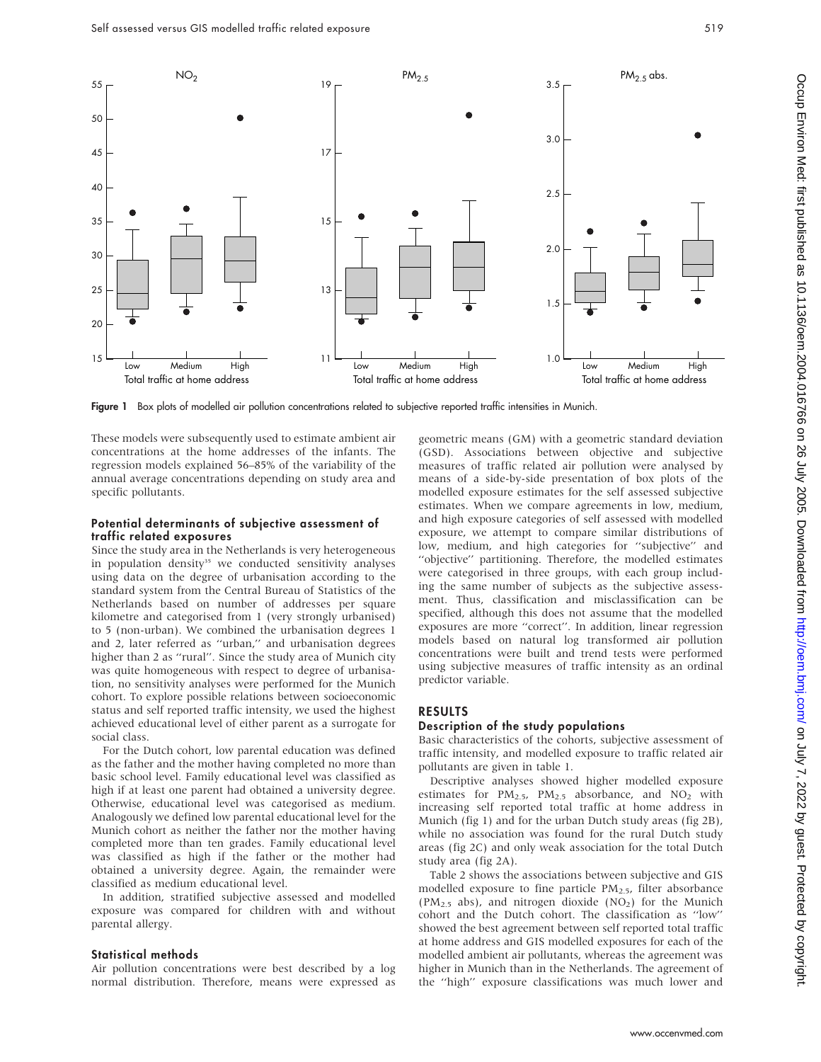Figure 1 Box plots of modelled air pollution concentrations related to subjective reported traffic intensities in Munich.

These models were subsequently used to estimate ambient air concentrations at the home addresses of the infants. The regression models explained 56–85% of the variability of the annual average concentrations depending on study area and specific pollutants.

### Potential determinants of subjective assessment of traffic related exposures

Since the study area in the Netherlands is very heterogeneous in population density[35] we conducted sensitivity analyses using data on the degree of urbanisation according to the standard system from the Central Bureau of Statistics of the Netherlands based on number of addresses per square kilometre and categorised from 1 (very strongly urbanised) to 5 (non-urban). We combined the urbanisation degrees 1 and 2, later referred as ''urban,'' and urbanisation degrees higher than 2 as ''rural''. Since the study area of Munich city was quite homogeneous with respect to degree of urbanisation, no sensitivity analyses were performed for the Munich cohort. To explore possible relations between socioeconomic status and self reported traffic intensity, we used the highest achieved educational level of either parent as a surrogate for social class.

For the Dutch cohort, low parental education was defined as the father and the mother having completed no more than basic school level. Family educational level was classified as high if at least one parent had obtained a university degree. Otherwise, educational level was categorised as medium. Analogously we defined low parental educational level for the Munich cohort as neither the father nor the mother having completed more than ten grades. Family educational level was classified as high if the father or the mother had obtained a university degree. Again, the remainder were classified as medium educational level.

In addition, stratified subjective assessed and modelled exposure was compared for children with and without parental allergy.

### Statistical methods

Air pollution concentrations were best described by a log normal distribution. Therefore, means were expressed as geometric means (GM) with a geometric standard deviation (GSD). Associations between objective and subjective measures of traffic related air pollution were analysed by means of a side-by-side presentation of box plots of the modelled exposure estimates for the self assessed subjective estimates. When we compare agreements in low, medium, and high exposure categories of self assessed with modelled exposure, we attempt to compare similar distributions of low, medium, and high categories for ''subjective'' and ''objective'' partitioning. Therefore, the modelled estimates were categorised in three groups, with each group including the same number of subjects as the subjective assessment. Thus, classification and misclassification can be specified, although this does not assume that the modelled exposures are more ''correct''. In addition, linear regression models based on natural log transformed air pollution concentrations were built and trend tests were performed using subjective measures of traffic intensity as an ordinal predictor variable.

## RESULTS

### Description of the study populations

Basic characteristics of the cohorts, subjective assessment of traffic intensity, and modelled exposure to traffic related air pollutants are given in table 1.

Descriptive analyses showed higher modelled exposure estimates for $PM_{2.5}$, $PM_{2.5}$ absorbance, and $NO_2$ with increasing self reported total traffic at home address in Munich (fig 1) and for the urban Dutch study areas (fig 2B), while no association was found for the rural Dutch study areas (fig 2C) and only weak association for the total Dutch study area (fig 2A).

Table 2 shows the associations between subjective and GIS modelled exposure to fine particle $PM_{2.5}$, filter absorbance ($PM_{2.5}$ abs), and nitrogen dioxide ($NO_2$) for the Munich cohort and the Dutch cohort. The classification as ''low'' showed the best agreement between self reported total traffic at home address and GIS modelled exposures for each of the modelled ambient air pollutants, whereas the agreement was higher in Munich than in the Netherlands. The agreement of the ''high'' exposure classifications was much lower and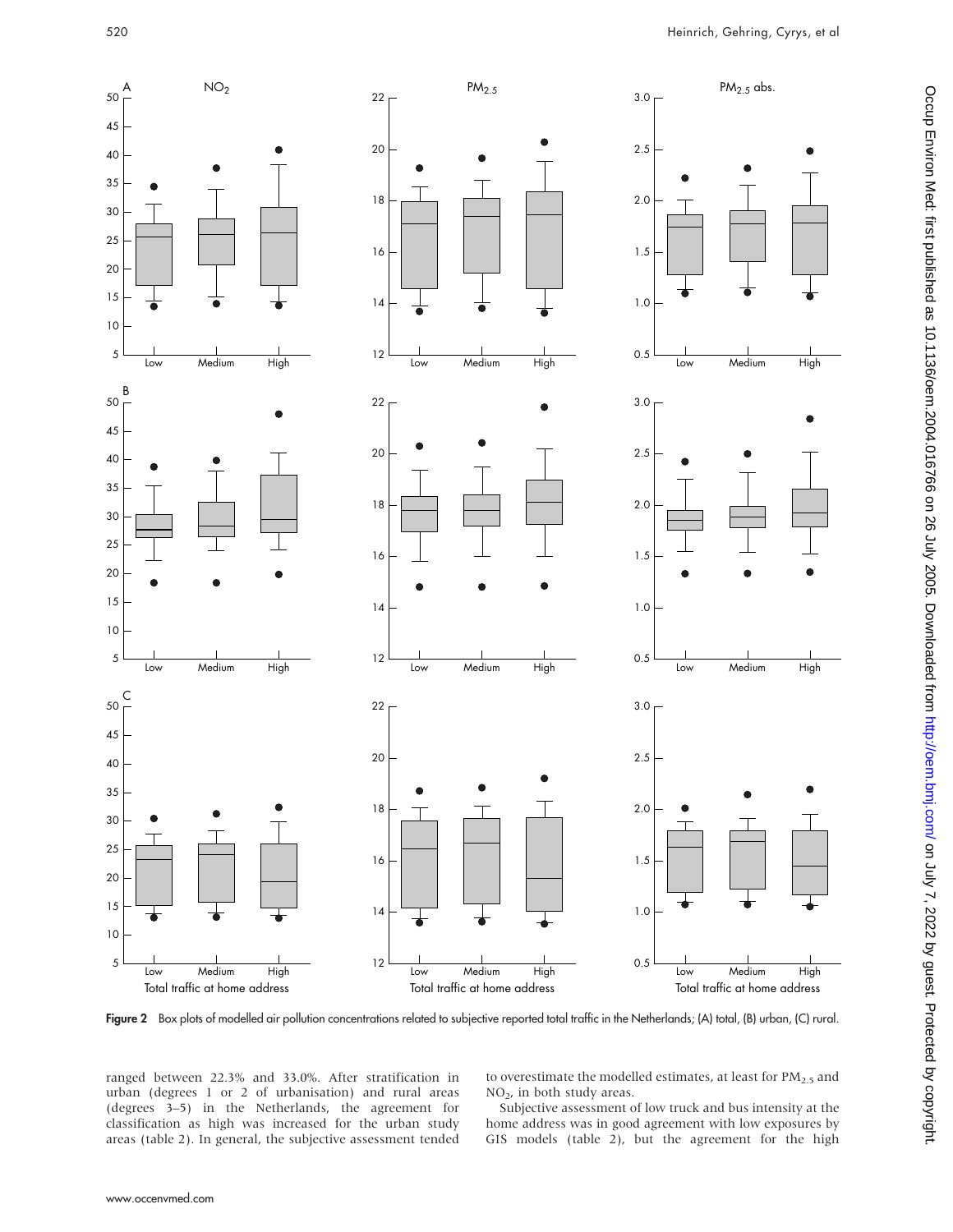Figure 2 Box plots of modelled air pollution concentrations related to subjective reported total traffic in the Netherlands; (A) total, (B) urban, (C) rural.

ranged between 22.3% and 33.0%. After stratification in urban (degrees 1 or 2 of urbanisation) and rural areas (degrees 3–5) in the Netherlands, the agreement for classification as high was increased for the urban study areas (table 2). In general, the subjective assessment tended to overestimate the modelled estimates, at least for $PM_{2.5}$ and $NO_2$, in both study areas.

Subjective assessment of low truck and bus intensity at the home address was in good agreement with low exposures by GIS models (table 2), but the agreement for the high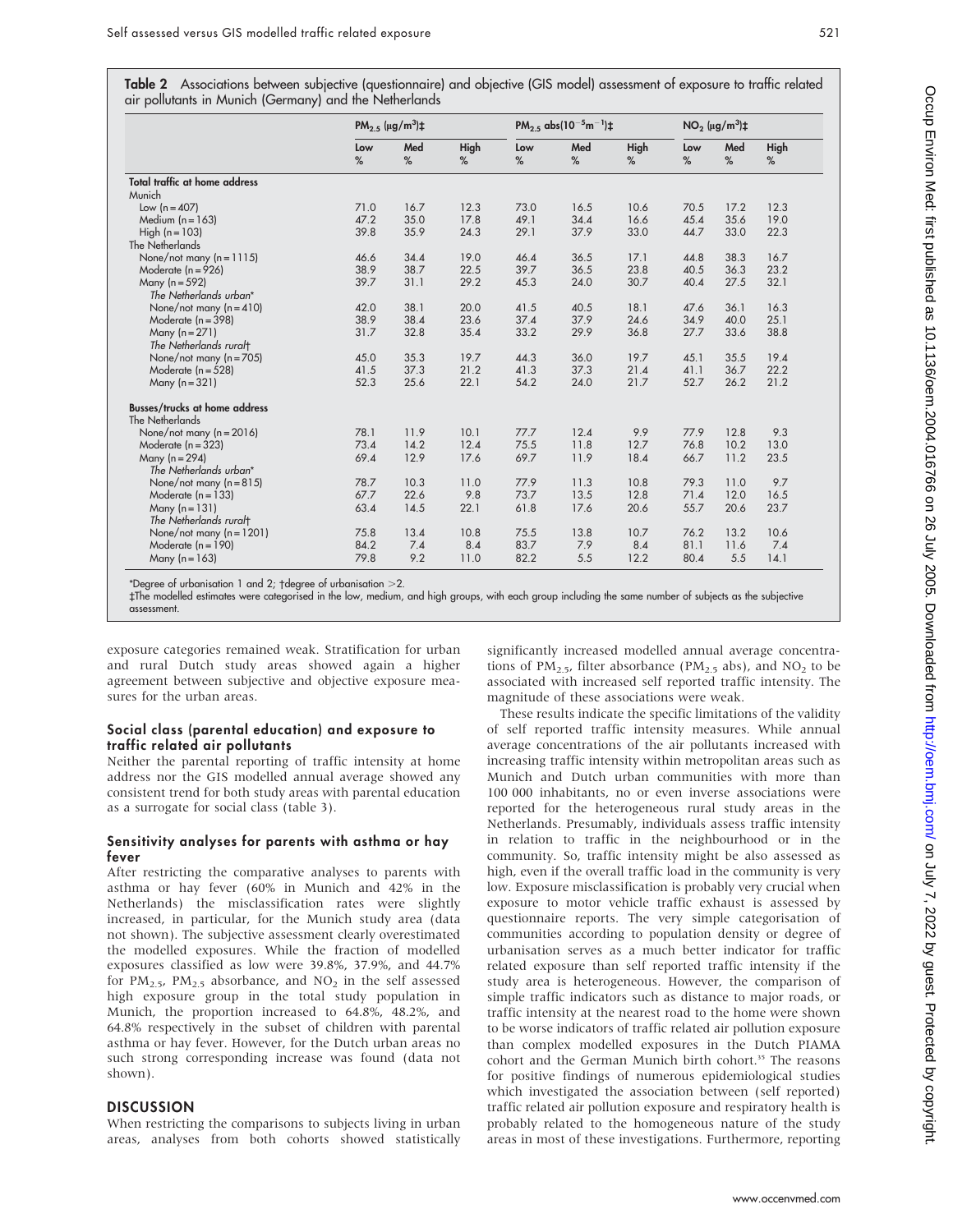**Table 2** Associations between subjective (questionnaire) and objective (GIS model) assessment of exposure to traffic related air pollutants in Munich (Germany) and the Netherlands

| | $PM_{2.5}$ (μg/m$^3$)‡ | | | $PM_{2.5}$ abs($10^{-5}m^{-1}$)‡ | | | $NO_2$ (μg/m$^3$)‡ | | |
|---|---|---|---|---|---|---|---|---|---|
| | Low % | Med % | High % | Low % | Med % | High % | Low % | Med % | High % |
| **Total traffic at home address** | | | | | | | | | |
| Munich | | | | | | | | | |
| Low (n = 407) | 71.0 | 16.7 | 12.3 | 73.0 | 16.5 | 10.6 | 70.5 | 17.2 | 12.3 |
| Medium (n = 163) | 47.2 | 35.0 | 17.8 | 49.1 | 34.4 | 16.6 | 45.4 | 35.6 | 19.0 |
| High (n = 103) | 39.8 | 35.9 | 24.3 | 29.1 | 37.9 | 33.0 | 44.7 | 33.0 | 22.3 |
| The Netherlands | | | | | | | | | |
| None/not many (n = 1115) | 46.6 | 34.4 | 19.0 | 46.4 | 36.5 | 17.1 | 44.8 | 38.3 | 16.7 |
| Moderate (n = 926) | 38.9 | 38.7 | 22.5 | 39.7 | 36.5 | 23.8 | 40.5 | 36.3 | 23.2 |
| Many (n = 592) | 39.7 | 31.1 | 29.2 | 45.3 | 24.0 | 30.7 | 40.4 | 27.5 | 32.1 |
| *The Netherlands urban\** | | | | | | | | | |
| None/not many (n = 410) | 42.0 | 38.1 | 20.0 | 41.5 | 40.5 | 18.1 | 47.6 | 36.1 | 16.3 |
| Moderate (n = 398) | 38.9 | 38.4 | 23.6 | 37.4 | 37.9 | 24.6 | 34.9 | 40.0 | 25.1 |
| Many (n = 271) | 31.7 | 32.8 | 35.4 | 33.2 | 29.9 | 36.8 | 27.7 | 33.6 | 38.8 |
| *The Netherlands rural†* | | | | | | | | | |
| None/not many (n = 705) | 45.0 | 35.3 | 19.7 | 44.3 | 36.0 | 19.7 | 45.1 | 35.5 | 19.4 |
| Moderate (n = 528) | 41.5 | 37.3 | 21.2 | 41.3 | 37.3 | 21.4 | 41.1 | 36.7 | 22.2 |
| Many (n = 321) | 52.3 | 25.6 | 22.1 | 54.2 | 24.0 | 21.7 | 52.7 | 26.2 | 21.2 |
| **Busses/trucks at home address** | | | | | | | | | |
| The Netherlands | | | | | | | | | |
| None/not many (n = 2016) | 78.1 | 11.9 | 10.1 | 77.7 | 12.4 | 9.9 | 77.9 | 12.8 | 9.3 |
| Moderate (n = 323) | 73.4 | 14.2 | 12.4 | 75.5 | 11.8 | 12.7 | 76.8 | 10.2 | 13.0 |
| Many (n = 294) | 69.4 | 12.9 | 17.6 | 69.7 | 11.9 | 18.4 | 66.7 | 11.2 | 23.5 |
| *The Netherlands urban\** | | | | | | | | | |
| None/not many (n = 815) | 78.7 | 10.3 | 11.0 | 77.9 | 11.3 | 10.8 | 79.3 | 11.0 | 9.7 |
| Moderate (n = 133) | 67.7 | 22.6 | 9.8 | 73.7 | 13.5 | 12.8 | 71.4 | 12.0 | 16.5 |
| Many (n = 131) | 63.4 | 14.5 | 22.1 | 61.8 | 17.6 | 20.6 | 55.7 | 20.6 | 23.7 |
| *The Netherlands rural†* | | | | | | | | | |
| None/not many (n = 1201) | 75.8 | 13.4 | 10.8 | 75.5 | 13.8 | 10.7 | 76.2 | 13.2 | 10.6 |
| Moderate (n = 190) | 84.2 | 7.4 | 8.4 | 83.7 | 7.9 | 8.4 | 81.1 | 11.6 | 7.4 |
| Many (n = 163) | 79.8 | 9.2 | 11.0 | 82.2 | 5.5 | 12.2 | 80.4 | 5.5 | 14.1 |

\*Degree of urbanisation 1 and 2; †degree of urbanisation >2.
‡The modelled estimates were categorised in the low, medium, and high groups, with each group including the same number of subjects as the subjective assessment.

exposure categories remained weak. Stratification for urban and rural Dutch study areas showed again a higher agreement between subjective and objective exposure measures for the urban areas.

### Social class (parental education) and exposure to traffic related air pollutants

Neither the parental reporting of traffic intensity at home address nor the GIS modelled annual average showed any consistent trend for both study areas with parental education as a surrogate for social class (table 3).

### Sensitivity analyses for parents with asthma or hay fever

After restricting the comparative analyses to parents with asthma or hay fever (60% in Munich and 42% in the Netherlands) the misclassification rates were slightly increased, in particular, for the Munich study area (data not shown). The subjective assessment clearly overestimated the modelled exposures. While the fraction of modelled exposures classified as low were 39.8%, 37.9%, and 44.7% for $PM_{2.5}$, $PM_{2.5}$ absorbance, and $NO_2$ in the self assessed high exposure group in the total study population in Munich, the proportion increased to 64.8%, 48.2%, and 64.8% respectively in the subset of children with parental asthma or hay fever. However, for the Dutch urban areas no such strong corresponding increase was found (data not shown).

## DISCUSSION

When restricting the comparisons to subjects living in urban areas, analyses from both cohorts showed statistically significantly increased modelled annual average concentrations of $PM_{2.5}$, filter absorbance ($PM_{2.5}$ abs), and $NO_2$ to be associated with increased self reported traffic intensity. The magnitude of these associations were weak.

These results indicate the specific limitations of the validity of self reported traffic intensity measures. While annual average concentrations of the air pollutants increased with increasing traffic intensity within metropolitan areas such as Munich and Dutch urban communities with more than 100 000 inhabitants, no or even inverse associations were reported for the heterogeneous rural study areas in the Netherlands. Presumably, individuals assess traffic intensity in relation to traffic in the neighbourhood or in the community. So, traffic intensity might be also assessed as high, even if the overall traffic load in the community is very low. Exposure misclassification is probably very crucial when exposure to motor vehicle traffic exhaust is assessed by questionnaire reports. The very simple categorisation of communities according to population density or degree of urbanisation serves as a much better indicator for traffic related exposure than self reported traffic intensity if the study area is heterogeneous. However, the comparison of simple traffic indicators such as distance to major roads, or traffic intensity at the nearest road to the home were shown to be worse indicators of traffic related air pollution exposure than complex modelled exposures in the Dutch PIAMA cohort and the German Munich birth cohort.[35] The reasons for positive findings of numerous epidemiological studies which investigated the association between (self reported) traffic related air pollution exposure and respiratory health is probably related to the homogeneous nature of the study areas in most of these investigations. Furthermore, reporting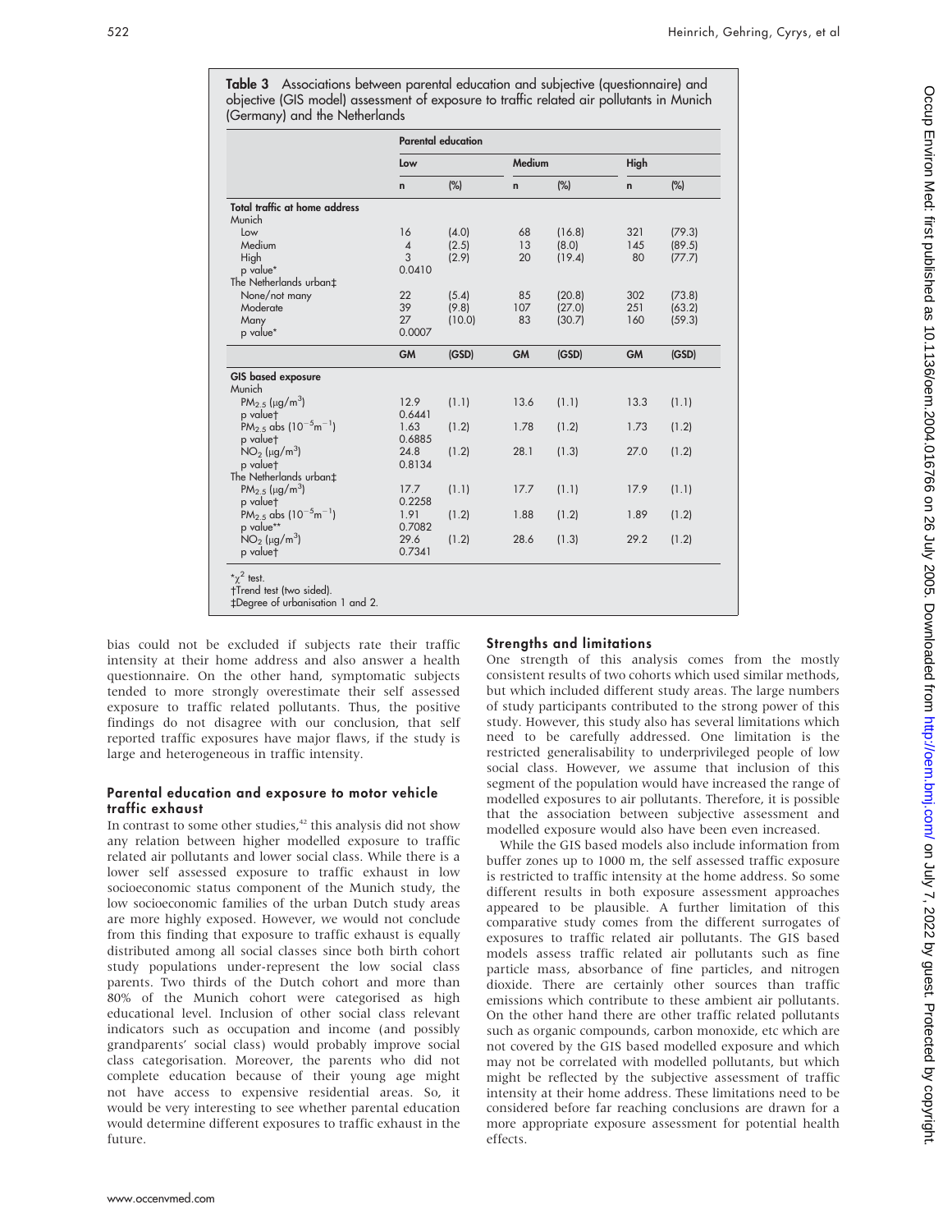**Table 3** Associations between parental education and subjective (questionnaire) and objective (GIS model) assessment of exposure to traffic related air pollutants in Munich (Germany) and the Netherlands

| | Parental education | | | | | |
|---|---|---|---|---|---|---|
| | Low | | Medium | | High | |
| | n | (%) | n | (%) | n | (%) |
| **Total traffic at home address** | | | | | | |
| Munich | | | | | | |
| Low | 16 | (4.0) | 68 | (16.8) | 321 | (79.3) |
| Medium | 4 | (2.5) | 13 | (8.0) | 145 | (89.5) |
| High | 3 | (2.9) | 20 | (19.4) | 80 | (77.7) |
| p value* | 0.0410 | | | | | |
| The Netherlands urban‡ | | | | | | |
| None/not many | 22 | (5.4) | 85 | (20.8) | 302 | (73.8) |
| Moderate | 39 | (9.8) | 107 | (27.0) | 251 | (63.2) |
| Many | 27 | (10.0) | 83 | (30.7) | 160 | (59.3) |
| p value* | 0.0007 | | | | | |
| | **GM** | **(GSD)** | **GM** | **(GSD)** | **GM** | **(GSD)** |
| **GIS based exposure** | | | | | | |
| Munich | | | | | | |
| $PM_{2.5}$ ($\mu g/m^3$) | 12.9 | (1.1) | 13.6 | (1.1) | 13.3 | (1.1) |
| p value† | 0.6441 | | | | | |
| $PM_{2.5}$ abs ($10^{-5}m^{-1}$) | 1.63 | (1.2) | 1.78 | (1.2) | 1.73 | (1.2) |
| p value† | 0.6885 | | | | | |
| $NO_2$ ($\mu g/m^3$) | 24.8 | (1.2) | 28.1 | (1.3) | 27.0 | (1.2) |
| p value† | 0.8134 | | | | | |
| The Netherlands urban‡ | | | | | | |
| $PM_{2.5}$ ($\mu g/m^3$) | 17.7 | (1.1) | 17.7 | (1.1) | 17.9 | (1.1) |
| p value† | 0.2258 | | | | | |
| $PM_{2.5}$ abs ($10^{-5}m^{-1}$) | 1.91 | (1.2) | 1.88 | (1.2) | 1.89 | (1.2) |
| p value** | 0.7082 | | | | | |
| $NO_2$ ($\mu g/m^3$) | 29.6 | (1.2) | 28.6 | (1.3) | 29.2 | (1.2) |
| p value† | 0.7341 | | | | | |

*$\chi^2$ test.
†Trend test (two sided).
‡Degree of urbanisation 1 and 2.

bias could not be excluded if subjects rate their traffic intensity at their home address and also answer a health questionnaire. On the other hand, symptomatic subjects tended to more strongly overestimate their self assessed exposure to traffic related pollutants. Thus, the positive findings do not disagree with our conclusion, that self reported traffic exposures have major flaws, if the study is large and heterogeneous in traffic intensity.

### Parental education and exposure to motor vehicle traffic exhaust

In contrast to some other studies,[42] this analysis did not show any relation between higher modelled exposure to traffic related air pollutants and lower social class. While there is a lower self assessed exposure to traffic exhaust in low socioeconomic status component of the Munich study, the low socioeconomic families of the urban Dutch study areas are more highly exposed. However, we would not conclude from this finding that exposure to traffic exhaust is equally distributed among all social classes since both birth cohort study populations under-represent the low social class parents. Two thirds of the Dutch cohort and more than 80% of the Munich cohort were categorised as high educational level. Inclusion of other social class relevant indicators such as occupation and income (and possibly grandparents' social class) would probably improve social class categorisation. Moreover, the parents who did not complete education because of their young age might not have access to expensive residential areas. So, it would be very interesting to see whether parental education would determine different exposures to traffic exhaust in the future.

### Strengths and limitations

One strength of this analysis comes from the mostly consistent results of two cohorts which used similar methods, but which included different study areas. The large numbers of study participants contributed to the strong power of this study. However, this study also has several limitations which need to be carefully addressed. One limitation is the restricted generalisability to underprivileged people of low social class. However, we assume that inclusion of this segment of the population would have increased the range of modelled exposures to air pollutants. Therefore, it is possible that the association between subjective assessment and modelled exposure would also have been even increased.

While the GIS based models also include information from buffer zones up to 1000 m, the self assessed traffic exposure is restricted to traffic intensity at the home address. So some different results in both exposure assessment approaches appeared to be plausible. A further limitation of this comparative study comes from the different surrogates of exposures to traffic related air pollutants. The GIS based models assess traffic related air pollutants such as fine particle mass, absorbance of fine particles, and nitrogen dioxide. There are certainly other sources than traffic emissions which contribute to these ambient air pollutants. On the other hand there are other traffic related pollutants such as organic compounds, carbon monoxide, etc which are not covered by the GIS based modelled exposure and which may not be correlated with modelled pollutants, but which might be reflected by the subjective assessment of traffic intensity at their home address. These limitations need to be considered before far reaching conclusions are drawn for a more appropriate exposure assessment for potential health effects.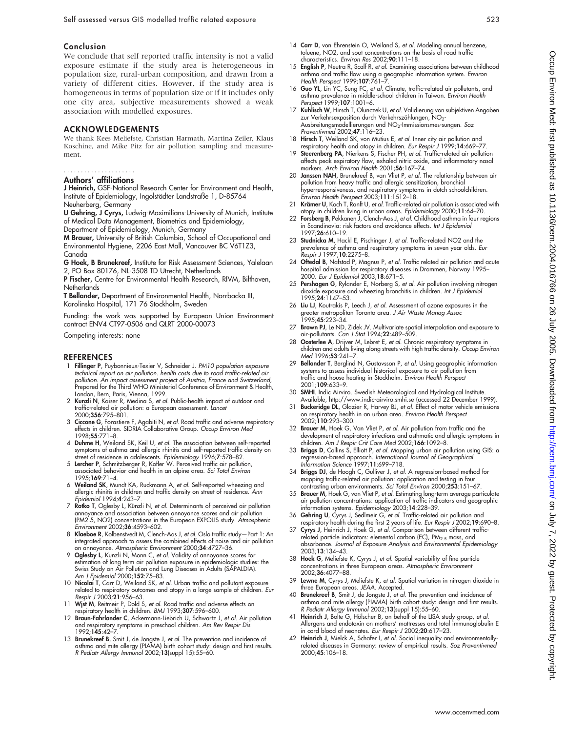## Conclusion

We conclude that self reported traffic intensity is not a valid exposure estimate if the study area is heterogeneous in population size, rural-urban composition, and drawn from a variety of different cities. However, if the study area is homogeneous in terms of population size or if it includes only one city area, subjective measurements showed a weak association with modelled exposures.

## ACKNOWLEDGEMENTS

We thank Kees Meliefste, Christian Harmath, Martina Zeiler, Klaus Koschine, and Mike Pitz for air pollution sampling and measurement.

### Authors' affiliations

**J Heinrich,** GSF-National Research Center for Environment and Health, Institute of Epidemiology, Ingolstädter Landstraße 1, D-85764 Neuherberg, Germany

**U Gehring, J Cyrys,** Ludwig-Maximilians-University of Munich, Institute of Medical Data Management, Biometrics and Epidemiology, Department of Epidemiology, Munich, Germany

**M Brauer,** University of British Columbia, School of Occupational and Environmental Hygiene, 2206 East Mall, Vancouver BC V6T1Z3, Canada

**G Hoek, B Brunekreef,** Institute for Risk Assessment Sciences, Yalelaan 2, PO Box 80176, NL-3508 TD Utrecht, Netherlands

**P Fischer,** Centre for Environmental Health Research, RIVM, Bilthoven, Netherlands

**T Bellander,** Department of Environmental Health, Norrbacka III, Karolinska Hospital, 171 76 Stockholm, Sweden

Funding: the work was supported by European Union Environment contract ENV4 CT97-0506 and QLRT 2000-00073

Competing interests: none

## REFERENCES

1. **Fillinger P**, Puybonnieux-Texier V, Schneider J. *PM10 population exposure technical report on air pollution. health costs due to road traffic-related air pollution. An impact assessment project of Austria, France and Switzerland*, Prepared for the Third WHO Ministerial Conference of Environment & Health, London, Bern, Paris, Vienna, 1999.
2. **Kunzli N**, Kaiser R, Medina S, *et al*. Public-health impact of outdoor and traffic-related air pollution: a European assessment. *Lancet* 2000;**356**:795–801.
3. **Ciccone G**, Forastiere F, Agabiti N, *et al*. Road traffic and adverse respiratory effects in children. SIDRIA Collaborative Group. *Occup Environ Med* 1998;**55**:771–8.
4. **Duhme H**, Weiland SK, Keil U, *et al*. The association between self-reported symptoms of asthma and allergic rhinitis and self-reported traffic density on street of residence in adolescents. *Epidemiology* 1996;**7**:578–82.
5. **Lercher P**, Schmitzberger R, Kofler W. Perceived traffic air pollution, associated behavior and health in an alpine area. *Sci Total Environ* 1995;**169**:71–4.
6. **Weiland SK**, Mundt KA, Ruckmann A, *et al*. Self-reported wheezing and allergic rhinitis in children and traffic density on street of residence. *Ann Epidemiol* 1994;**4**:243–7.
7. **Rotko T**, Oglesby L, Künzli N, *et al*. Determinants of perceived air pollution annoyance and association between annoyance scores and air pollution (PM2.5, NO2) concentrations in the European EXPOLIS study. *Atmospheric Environment* 2002;**36**:4593–602.
8. **Klaeboe R**, Kolbenstvedt M, Clench-Aas J, *et al*. Oslo traffic study—Part 1: An integrated approach to assess the combined effects of noise and air pollution on annoyance. *Atmospheric Environment* 2000;**34**:4727–36.
9. **Oglesby L**, Kunzli N, Monn C, *et al*. Validity of annoyance scores for estimation of long term air pollution exposure in epidemiologic studies: the Swiss Study on Air Pollution and Lung Diseases in Adults (SAPALDIA). *Am J Epidemiol* 2000;**152**:75–83.
10. **Nicolai T**, Carr D, Weiland SK, *et al*. Urban traffic and pollutant exposure related to respiratory outcomes and atopy in a large sample of children. *Eur Respir J* 2003;**21**:956–63.
11. **Wjst M**, Reitmeir P, Dold S, *et al*. Road traffic and adverse effects on respiratory health in children. *BMJ* 1993;**307**:596–600.
12. **Braun-Fahrlander C**, Ackermann-Liebrich U, Schwartz J, *et al*. Air pollution and respiratory symptoms in preschool children. *Am Rev Respir Dis* 1992;**145**:42–7.
13. **Brunekreef B**, Smit J, de Jongste J, *et al*. The prevention and incidence of asthma and mite allergy (PIAMA) birth cohort study: design and first results. *R Pediatr Allergy Immunol* 2002;**13**(suppl 15):55–60.
14. **Carr D**, von Ehrenstein O, Weiland S, *et al*. Modeling annual benzene, toluene, NO2, and soot concentrations on the basis of road traffic characteristics. *Environ Res* 2002;**90**:111–18.
15. **English P**, Neutra R, Scalf R, *et al*. Examining associations between childhood asthma and traffic flow using a geographic information system. *Environ Health Perspect* 1999;**107**:761–7.
16. **Guo YL**, Lin YC, Sung FC, *et al*. Climate, traffic-related air pollutants, and asthma prevalence in middle-school children in Taiwan. *Environ Health Perspect* 1999;**107**:1001–6.
17. **Kuhlisch W**, Hirsch T, Olunczek U, *et al*. Validierung von subjektiven Angaben zur Verkehrsexposition durch Verkehrszählungen, $NO_2$-Ausbreitungsmodellierungen und $NO_2$-Immissionsmes-sungen. *Soz Praventivmed* 2002;**47**:116–23.
18. **Hirsch T**, Weiland SK, von Mutius E, *et al*. Inner city air pollution and respiratory health and atopy in children. *Eur Respir J* 1999;**14**:669–77.
19. **Steerenberg PA**, Nierkens S, Fischer PH, *et al*. Traffic-related air pollution affects peak expiratory flow, exhaled nitric oxide, and inflammatory nasal markers. *Arch Environ Health* 2001;**56**:167–74.
20. **Janssen NAH**, Brunekreef B, van Vliet P, *et al*. The relationship between air pollution from heavy traffic and allergic sensitization, bronchial hyperresponsiveness, and respiratory symptoms in dutch schoolchildren. *Environ Health Perspect* 2003;**111**:1512–18.
21. **Krämer U**, Koch T, Ranft U, *et al*. Traffic-related air pollution is associated with atopy in children living in urban areas. *Epidemiology* 2000;**11**:64–70.
22. **Forsberg B**, Pekkanen J, Clench-Aas J, *et al*. Childhood asthma in four regions in Scandinavia: risk factors and avoidance effects. *Int J Epidemiol* 1997;**26**:610–19.
23. **Studnicka M**, Hackl E, Pischinger J, *et al*. Traffic-related NO2 and the prevalence of asthma and respiratory symptoms in seven year olds. *Eur Respir J* 1997;**10**:2275–8.
24. **Oftedal B**, Nafstad P, Magnus P, *et al*. Traffic related air pollution and acute hospital admission for respiratory diseases in Drammen, Norway 1995–2000. *Eur J Epidemiol* 2003;**18**:671–5.
25. **Pershagen G**, Rylander E, Norberg S, *et al*. Air pollution involving nitrogen dioxide exposure and wheezing bronchitis in children. *Int J Epidemiol* 1995;**24**:1147–53.
26. **Liu LJ**, Koutrakis P, Leech J, *et al*. Assessment of ozone exposures in the greater metropolitan Toronto area. *J Air Waste Manag Assoc* 1995;**45**:223–34.
27. **Brown PJ**, Le ND, Zidek JV. Multivariate spatial interpolation and exposure to air-pollutants. *Can J Stat* 1994;**22**:489–509.
28. **Oosterlee A**, Drijver M, Lebret E, *et al*. Chronic respiratory symptoms in children and adults living along streets with high traffic density. *Occup Environ Med* 1996;**53**:241–7.
29. **Bellander T**, Berglind N, Gustavsson P, *et al*. Using geographic information systems to assess individual historical exposure to air pollution from traffic and house heating in Stockholm. *Environ Health Perspect* 2001;**109**:633–9.
30. **SMHI**. Indic Airviro. Swedish Meteorological and Hydrological Institute. Available, http://www.indic-airviro.smhi.se (accessed 22 December 1999).
31. **Buckeridge DL**, Glazier R, Harvey BJ, *et al*. Effect of motor vehicle emissions on respiratory health in an urban area. *Environ Health Perspect* 2002;**110**:293–300.
32. **Brauer M**, Hoek G, Van Vliet P, *et al*. Air pollution from traffic and the development of respiratory infections and asthmatic and allergic symptoms in children. *Am J Respir Crit Care Med* 2002;**166**:1092–8.
33. **Briggs D**, Collins S, Elliott P, *et al*. Mapping urban air pollution using GIS: a regression-based approach. *International Journal of Geographical Information Science* 1997;**11**:699–718.
34. **Briggs DJ**, de Hoogh C, Gulliver J, *et al*. A regression-based method for mapping traffic-related air pollution: application and testing in four contrasting urban environments. *Sci Total Environ* 2000;**253**:151–67.
35. **Brauer M**, Hoek G, van Vliet P, *et al*. Estimating long-term average particulate air pollution concentrations: application of traffic indicators and geographic information systems. *Epidemiology* 2003;**14**:228–39.
36. **Gehring U**, Cyrys J, Sedlmeir G, *et al*. Traffic-related air pollution and respiratory health during the first 2 years of life. *Eur Respir J* 2002;**19**:690–8.
37. **Cyrys J**, Heinrich J, Hoek G, *et al*. Comparison between different traffic-related particle indicators: elemental carbon (EC), $PM_{2.5}$ mass, and absorbance. *Journal of Exposure Analysis and Environmental Epidemiology* 2003;**13**:134–43.
38. **Hoek G**, Meliefste K, Cyrys J, *et al*. Spatial variability of fine particle concentrations in three European areas. *Atmospheric Environment* 2002;**36**:4077–88.
39. **Lewne M**, Cyrys J, Meliefste K, *et al*. Spatial variation in nitrogen dioxide in three European areas. *JEAA*. Accepted.
40. **Brunekreef B**, Smit J, de Jongste J, *et al*. The prevention and incidence of asthma and mite allergy (PIAMA) birth cohort study: design and first results. *R Pediatr Allergy Immunol* 2002;**13**(suppl 15):55–60.
41. **Heinrich J**, Bolte G, Hölscher B, on behalf of the LISA study group, *et al*. Allergens and endotoxin on mothers' mattresses and total immunoglobulin E in cord blood of neonates. *Eur Respir J* 2002;**20**:617–23.
42. **Heinrich J**, Mielck A, Schafer I, *et al*. Social inequality and environmentally-related diseases in Germany: review of empirical results. *Soz Praventivmed* 2000;**45**:106–18.